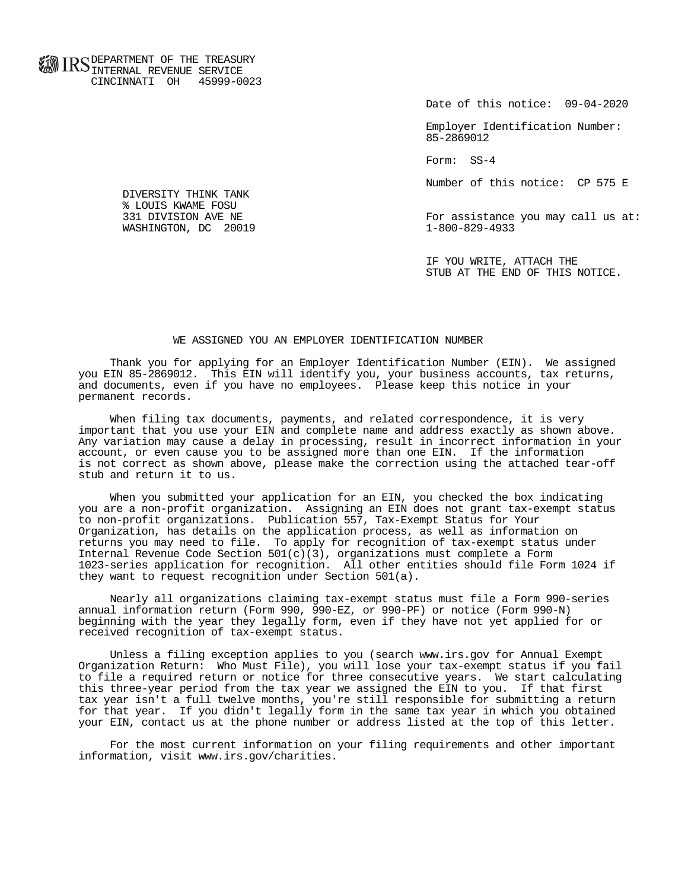IRS DEPARTMENT OF THE TREASURY
INTERNAL REVENUE SERVICE
CINCINNATI OH 45999-0023

Date of this notice: 09-04-2020

Employer Identification Number:
85-2869012

Form: SS-4

Number of this notice: CP 575 E

DIVERSITY THINK TANK
% LOUIS KWAME FOSU
331 DIVISION AVE NE
WASHINGTON, DC 20019

For assistance you may call us at:
1-800-829-4933

IF YOU WRITE, ATTACH THE
STUB AT THE END OF THIS NOTICE.

## WE ASSIGNED YOU AN EMPLOYER IDENTIFICATION NUMBER

Thank you for applying for an Employer Identification Number (EIN). We assigned you EIN 85-2869012. This EIN will identify you, your business accounts, tax returns, and documents, even if you have no employees. Please keep this notice in your permanent records.

When filing tax documents, payments, and related correspondence, it is very important that you use your EIN and complete name and address exactly as shown above. Any variation may cause a delay in processing, result in incorrect information in your account, or even cause you to be assigned more than one EIN. If the information is not correct as shown above, please make the correction using the attached tear-off stub and return it to us.

When you submitted your application for an EIN, you checked the box indicating you are a non-profit organization. Assigning an EIN does not grant tax-exempt status to non-profit organizations. Publication 557, Tax-Exempt Status for Your Organization, has details on the application process, as well as information on returns you may need to file. To apply for recognition of tax-exempt status under Internal Revenue Code Section 501(c)(3), organizations must complete a Form 1023-series application for recognition. All other entities should file Form 1024 if they want to request recognition under Section 501(a).

Nearly all organizations claiming tax-exempt status must file a Form 990-series annual information return (Form 990, 990-EZ, or 990-PF) or notice (Form 990-N) beginning with the year they legally form, even if they have not yet applied for or received recognition of tax-exempt status.

Unless a filing exception applies to you (search www.irs.gov for Annual Exempt Organization Return: Who Must File), you will lose your tax-exempt status if you fail to file a required return or notice for three consecutive years. We start calculating this three-year period from the tax year we assigned the EIN to you. If that first tax year isn't a full twelve months, you're still responsible for submitting a return for that year. If you didn't legally form in the same tax year in which you obtained your EIN, contact us at the phone number or address listed at the top of this letter.

For the most current information on your filing requirements and other important information, visit www.irs.gov/charities.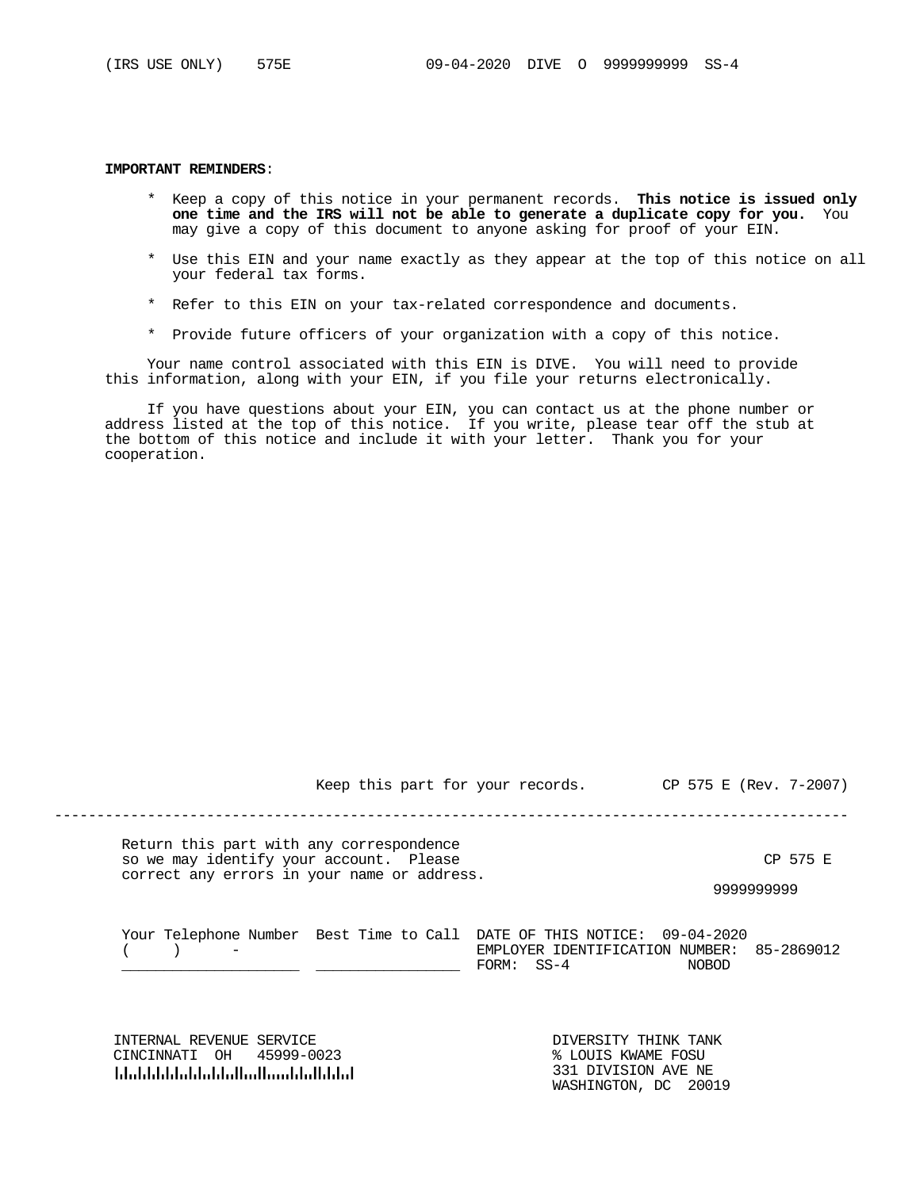(IRS USE ONLY) 575E 09-04-2020 DIVE O 9999999999 SS-4

**IMPORTANT REMINDERS**:

* Keep a copy of this notice in your permanent records. **This notice is issued only one time and the IRS will not be able to generate a duplicate copy for you.** You may give a copy of this document to anyone asking for proof of your EIN.

* Use this EIN and your name exactly as they appear at the top of this notice on all your federal tax forms.

* Refer to this EIN on your tax-related correspondence and documents.

* Provide future officers of your organization with a copy of this notice.

Your name control associated with this EIN is DIVE. You will need to provide this information, along with your EIN, if you file your returns electronically.

If you have questions about your EIN, you can contact us at the phone number or address listed at the top of this notice. If you write, please tear off the stub at the bottom of this notice and include it with your letter. Thank you for your cooperation.

Keep this part for your records. CP 575 E (Rev. 7-2007)

---

Return this part with any correspondence so we may identify your account. Please correct any errors in your name or address.

CP 575 E

9999999999

Your Telephone Number ( ) - ____________________

Best Time to Call ________________

DATE OF THIS NOTICE: 09-04-2020
EMPLOYER IDENTIFICATION NUMBER: 85-2869012
FORM: SS-4 NOBOD

INTERNAL REVENUE SERVICE
CINCINNATI OH 45999-0023

DIVERSITY THINK TANK
% LOUIS KWAME FOSU
331 DIVISION AVE NE
WASHINGTON, DC 20019